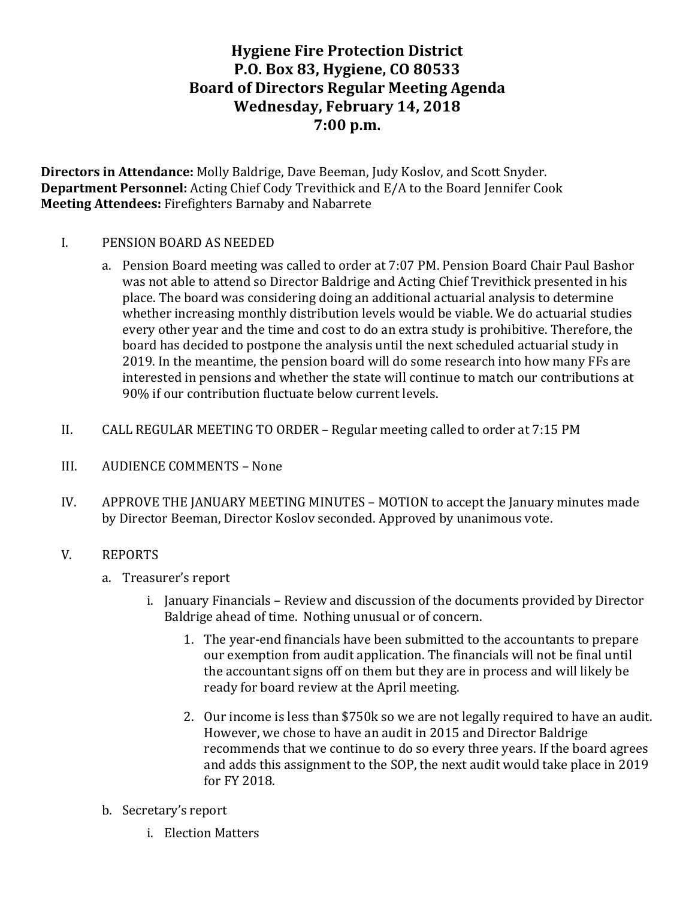# Hygiene Fire Protection District
# P.O. Box 83, Hygiene, CO 80533
# Board of Directors Regular Meeting Agenda
# Wednesday, February 14, 2018
# 7:00 p.m.

**Directors in Attendance:** Molly Baldrige, Dave Beeman, Judy Koslov, and Scott Snyder.
**Department Personnel:** Acting Chief Cody Trevithick and E/A to the Board Jennifer Cook
**Meeting Attendees:** Firefighters Barnaby and Nabarrete

I. PENSION BOARD AS NEEDED

   a. Pension Board meeting was called to order at 7:07 PM. Pension Board Chair Paul Bashor was not able to attend so Director Baldrige and Acting Chief Trevithick presented in his place. The board was considering doing an additional actuarial analysis to determine whether increasing monthly distribution levels would be viable. We do actuarial studies every other year and the time and cost to do an extra study is prohibitive. Therefore, the board has decided to postpone the analysis until the next scheduled actuarial study in 2019. In the meantime, the pension board will do some research into how many FFs are interested in pensions and whether the state will continue to match our contributions at 90% if our contribution fluctuate below current levels.

II. CALL REGULAR MEETING TO ORDER – Regular meeting called to order at 7:15 PM

III. AUDIENCE COMMENTS – None

IV. APPROVE THE JANUARY MEETING MINUTES – MOTION to accept the January minutes made by Director Beeman, Director Koslov seconded. Approved by unanimous vote.

V. REPORTS

   a. Treasurer's report

      i. January Financials – Review and discussion of the documents provided by Director Baldrige ahead of time. Nothing unusual or of concern.

         1. The year-end financials have been submitted to the accountants to prepare our exemption from audit application. The financials will not be final until the accountant signs off on them but they are in process and will likely be ready for board review at the April meeting.

         2. Our income is less than $750k so we are not legally required to have an audit. However, we chose to have an audit in 2015 and Director Baldrige recommends that we continue to do so every three years. If the board agrees and adds this assignment to the SOP, the next audit would take place in 2019 for FY 2018.

   b. Secretary's report

      i. Election Matters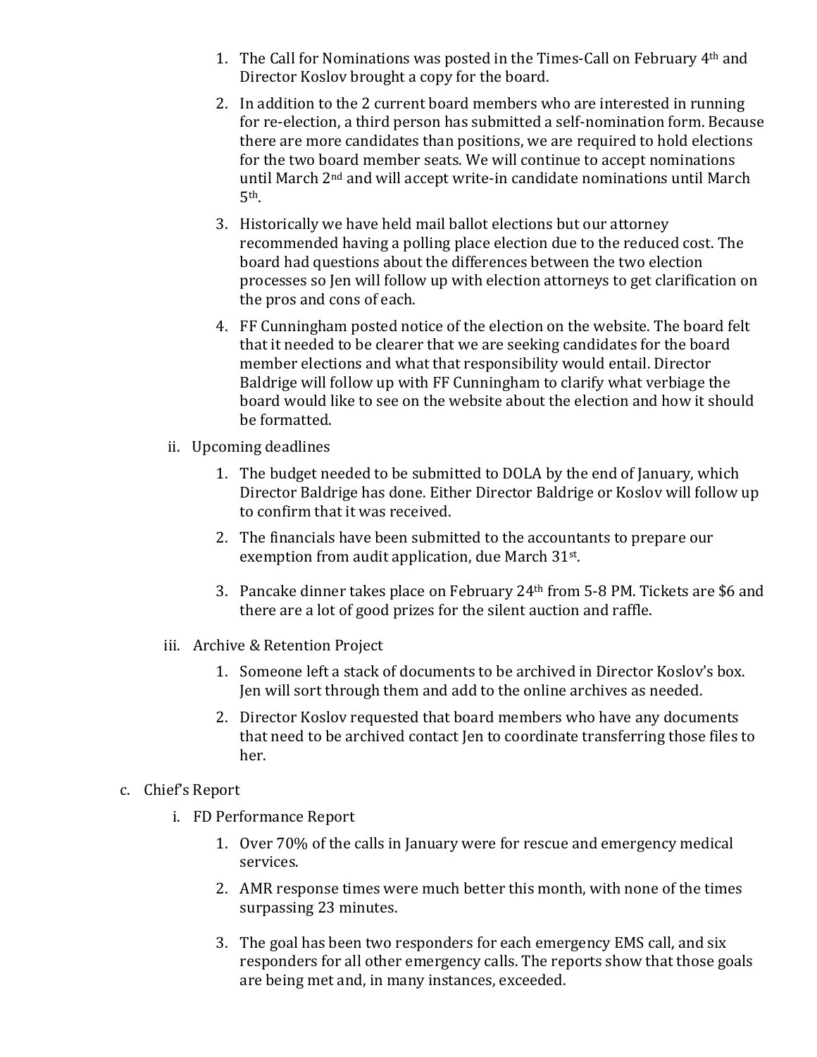1. The Call for Nominations was posted in the Times-Call on February 4th and Director Koslov brought a copy for the board.
2. In addition to the 2 current board members who are interested in running for re-election, a third person has submitted a self-nomination form. Because there are more candidates than positions, we are required to hold elections for the two board member seats. We will continue to accept nominations until March 2nd and will accept write-in candidate nominations until March 5th.
3. Historically we have held mail ballot elections but our attorney recommended having a polling place election due to the reduced cost. The board had questions about the differences between the two election processes so Jen will follow up with election attorneys to get clarification on the pros and cons of each.
4. FF Cunningham posted notice of the election on the website. The board felt that it needed to be clearer that we are seeking candidates for the board member elections and what that responsibility would entail. Director Baldrige will follow up with FF Cunningham to clarify what verbiage the board would like to see on the website about the election and how it should be formatted.

ii. Upcoming deadlines

1. The budget needed to be submitted to DOLA by the end of January, which Director Baldrige has done. Either Director Baldrige or Koslov will follow up to confirm that it was received.
2. The financials have been submitted to the accountants to prepare our exemption from audit application, due March 31st.
3. Pancake dinner takes place on February 24th from 5-8 PM. Tickets are $6 and there are a lot of good prizes for the silent auction and raffle.

iii. Archive & Retention Project

1. Someone left a stack of documents to be archived in Director Koslov's box. Jen will sort through them and add to the online archives as needed.
2. Director Koslov requested that board members who have any documents that need to be archived contact Jen to coordinate transferring those files to her.

c. Chief's Report

i. FD Performance Report

1. Over 70% of the calls in January were for rescue and emergency medical services.
2. AMR response times were much better this month, with none of the times surpassing 23 minutes.
3. The goal has been two responders for each emergency EMS call, and six responders for all other emergency calls. The reports show that those goals are being met and, in many instances, exceeded.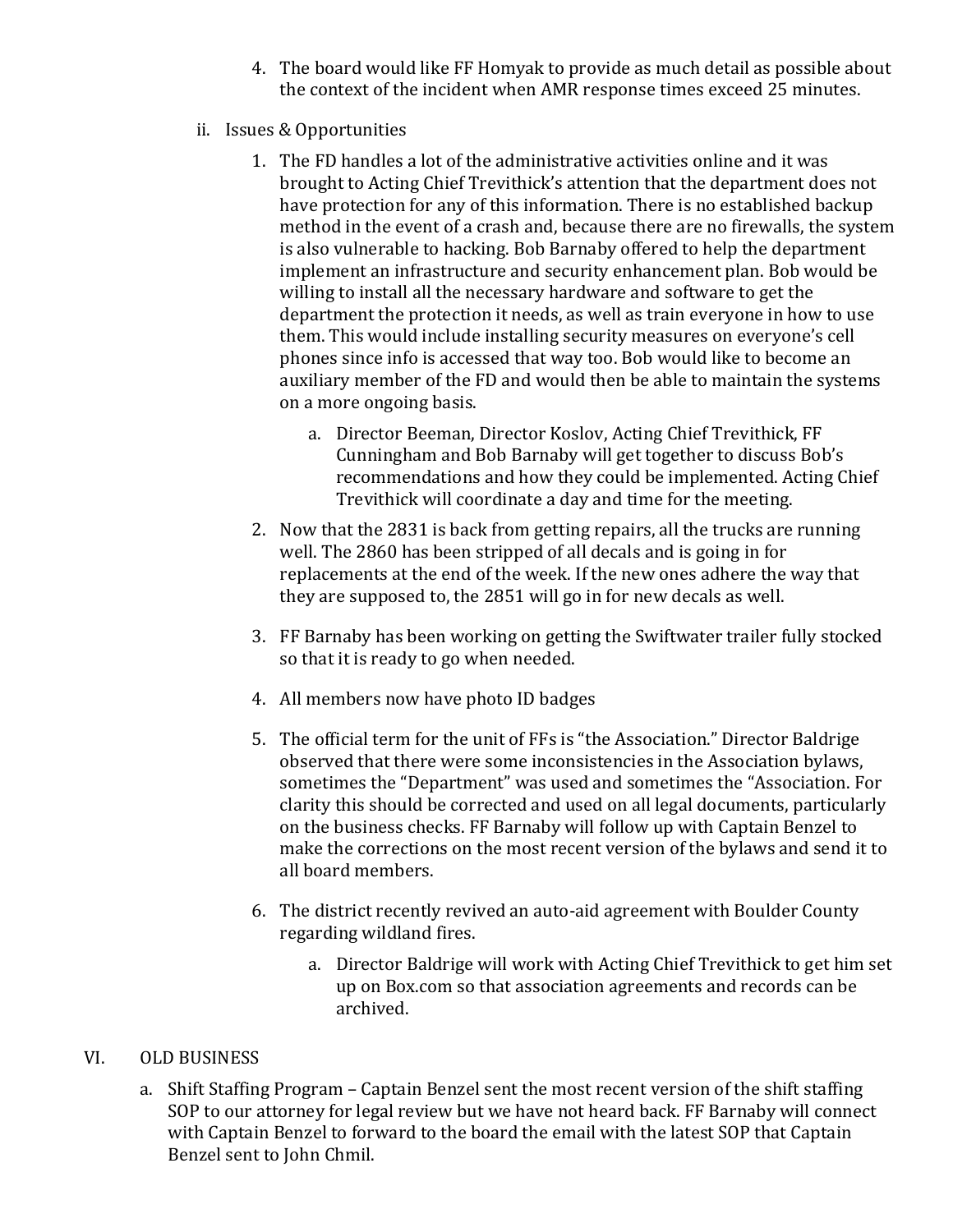4. The board would like FF Homyak to provide as much detail as possible about the context of the incident when AMR response times exceed 25 minutes.

ii. Issues & Opportunities

1. The FD handles a lot of the administrative activities online and it was brought to Acting Chief Trevithick's attention that the department does not have protection for any of this information. There is no established backup method in the event of a crash and, because there are no firewalls, the system is also vulnerable to hacking. Bob Barnaby offered to help the department implement an infrastructure and security enhancement plan. Bob would be willing to install all the necessary hardware and software to get the department the protection it needs, as well as train everyone in how to use them. This would include installing security measures on everyone's cell phones since info is accessed that way too. Bob would like to become an auxiliary member of the FD and would then be able to maintain the systems on a more ongoing basis.

   a. Director Beeman, Director Koslov, Acting Chief Trevithick, FF Cunningham and Bob Barnaby will get together to discuss Bob's recommendations and how they could be implemented. Acting Chief Trevithick will coordinate a day and time for the meeting.

2. Now that the 2831 is back from getting repairs, all the trucks are running well. The 2860 has been stripped of all decals and is going in for replacements at the end of the week. If the new ones adhere the way that they are supposed to, the 2851 will go in for new decals as well.

3. FF Barnaby has been working on getting the Swiftwater trailer fully stocked so that it is ready to go when needed.

4. All members now have photo ID badges

5. The official term for the unit of FFs is "the Association." Director Baldrige observed that there were some inconsistencies in the Association bylaws, sometimes the "Department" was used and sometimes the "Association. For clarity this should be corrected and used on all legal documents, particularly on the business checks. FF Barnaby will follow up with Captain Benzel to make the corrections on the most recent version of the bylaws and send it to all board members.

6. The district recently revived an auto-aid agreement with Boulder County regarding wildland fires.

   a. Director Baldrige will work with Acting Chief Trevithick to get him set up on Box.com so that association agreements and records can be archived.

## VI. OLD BUSINESS

a. Shift Staffing Program – Captain Benzel sent the most recent version of the shift staffing SOP to our attorney for legal review but we have not heard back. FF Barnaby will connect with Captain Benzel to forward to the board the email with the latest SOP that Captain Benzel sent to John Chmil.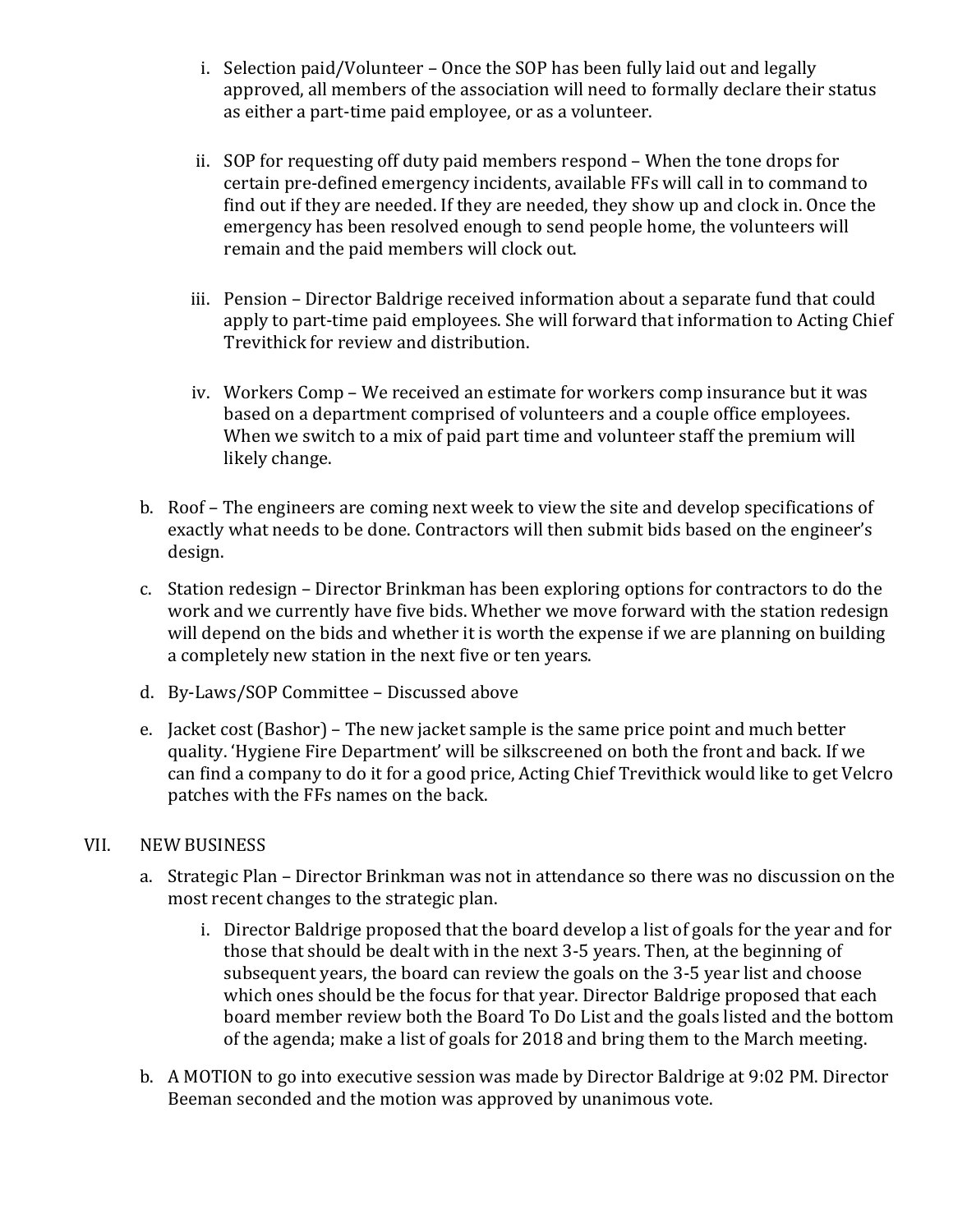i. Selection paid/Volunteer – Once the SOP has been fully laid out and legally approved, all members of the association will need to formally declare their status as either a part-time paid employee, or as a volunteer.

ii. SOP for requesting off duty paid members respond – When the tone drops for certain pre-defined emergency incidents, available FFs will call in to command to find out if they are needed. If they are needed, they show up and clock in. Once the emergency has been resolved enough to send people home, the volunteers will remain and the paid members will clock out.

iii. Pension – Director Baldrige received information about a separate fund that could apply to part-time paid employees. She will forward that information to Acting Chief Trevithick for review and distribution.

iv. Workers Comp – We received an estimate for workers comp insurance but it was based on a department comprised of volunteers and a couple office employees. When we switch to a mix of paid part time and volunteer staff the premium will likely change.

b. Roof – The engineers are coming next week to view the site and develop specifications of exactly what needs to be done. Contractors will then submit bids based on the engineer's design.

c. Station redesign – Director Brinkman has been exploring options for contractors to do the work and we currently have five bids. Whether we move forward with the station redesign will depend on the bids and whether it is worth the expense if we are planning on building a completely new station in the next five or ten years.

d. By-Laws/SOP Committee – Discussed above

e. Jacket cost (Bashor) – The new jacket sample is the same price point and much better quality. 'Hygiene Fire Department' will be silkscreened on both the front and back. If we can find a company to do it for a good price, Acting Chief Trevithick would like to get Velcro patches with the FFs names on the back.

VII. NEW BUSINESS

a. Strategic Plan – Director Brinkman was not in attendance so there was no discussion on the most recent changes to the strategic plan.

i. Director Baldrige proposed that the board develop a list of goals for the year and for those that should be dealt with in the next 3-5 years. Then, at the beginning of subsequent years, the board can review the goals on the 3-5 year list and choose which ones should be the focus for that year. Director Baldrige proposed that each board member review both the Board To Do List and the goals listed and the bottom of the agenda; make a list of goals for 2018 and bring them to the March meeting.

b. A MOTION to go into executive session was made by Director Baldrige at 9:02 PM. Director Beeman seconded and the motion was approved by unanimous vote.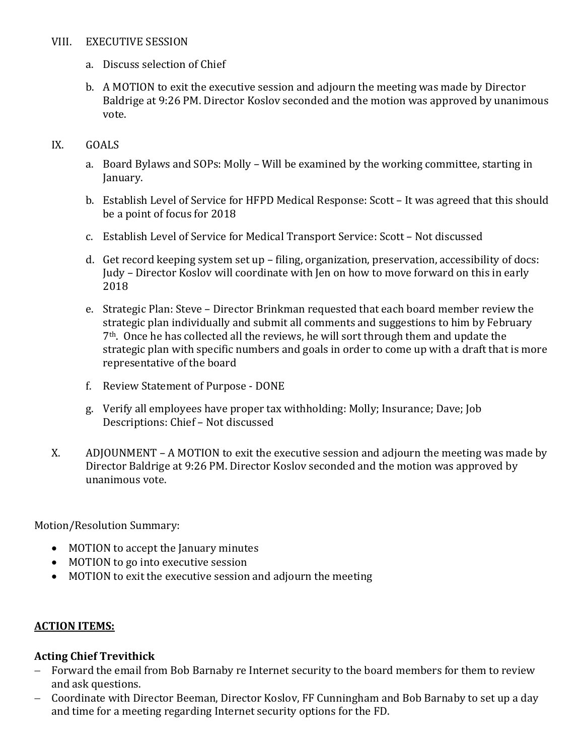VIII. EXECUTIVE SESSION

a. Discuss selection of Chief

b. A MOTION to exit the executive session and adjourn the meeting was made by Director Baldrige at 9:26 PM. Director Koslov seconded and the motion was approved by unanimous vote.

IX. GOALS

a. Board Bylaws and SOPs: Molly – Will be examined by the working committee, starting in January.

b. Establish Level of Service for HFPD Medical Response: Scott – It was agreed that this should be a point of focus for 2018

c. Establish Level of Service for Medical Transport Service: Scott – Not discussed

d. Get record keeping system set up – filing, organization, preservation, accessibility of docs: Judy – Director Koslov will coordinate with Jen on how to move forward on this in early 2018

e. Strategic Plan: Steve – Director Brinkman requested that each board member review the strategic plan individually and submit all comments and suggestions to him by February 7th. Once he has collected all the reviews, he will sort through them and update the strategic plan with specific numbers and goals in order to come up with a draft that is more representative of the board

f. Review Statement of Purpose - DONE

g. Verify all employees have proper tax withholding: Molly; Insurance; Dave; Job Descriptions: Chief – Not discussed

X. ADJOUNMENT – A MOTION to exit the executive session and adjourn the meeting was made by Director Baldrige at 9:26 PM. Director Koslov seconded and the motion was approved by unanimous vote.

Motion/Resolution Summary:

- MOTION to accept the January minutes
- MOTION to go into executive session
- MOTION to exit the executive session and adjourn the meeting

**ACTION ITEMS:**

**Acting Chief Trevithick**

- Forward the email from Bob Barnaby re Internet security to the board members for them to review and ask questions.
- Coordinate with Director Beeman, Director Koslov, FF Cunningham and Bob Barnaby to set up a day and time for a meeting regarding Internet security options for the FD.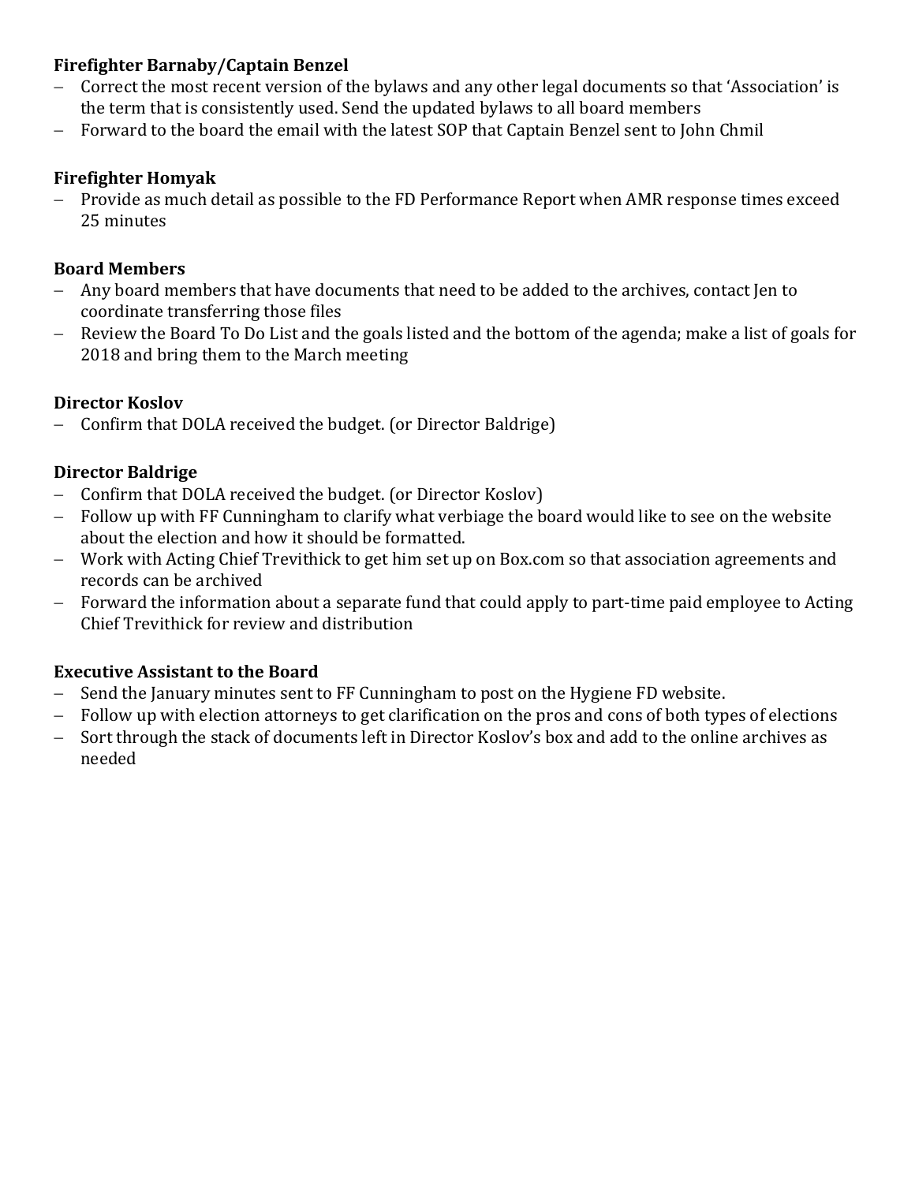**Firefighter Barnaby/Captain Benzel**

- Correct the most recent version of the bylaws and any other legal documents so that 'Association' is the term that is consistently used. Send the updated bylaws to all board members
- Forward to the board the email with the latest SOP that Captain Benzel sent to John Chmil

**Firefighter Homyak**

- Provide as much detail as possible to the FD Performance Report when AMR response times exceed 25 minutes

**Board Members**

- Any board members that have documents that need to be added to the archives, contact Jen to coordinate transferring those files
- Review the Board To Do List and the goals listed and the bottom of the agenda; make a list of goals for 2018 and bring them to the March meeting

**Director Koslov**

- Confirm that DOLA received the budget. (or Director Baldrige)

**Director Baldrige**

- Confirm that DOLA received the budget. (or Director Koslov)
- Follow up with FF Cunningham to clarify what verbiage the board would like to see on the website about the election and how it should be formatted.
- Work with Acting Chief Trevithick to get him set up on Box.com so that association agreements and records can be archived
- Forward the information about a separate fund that could apply to part-time paid employee to Acting Chief Trevithick for review and distribution

**Executive Assistant to the Board**

- Send the January minutes sent to FF Cunningham to post on the Hygiene FD website.
- Follow up with election attorneys to get clarification on the pros and cons of both types of elections
- Sort through the stack of documents left in Director Koslov's box and add to the online archives as needed